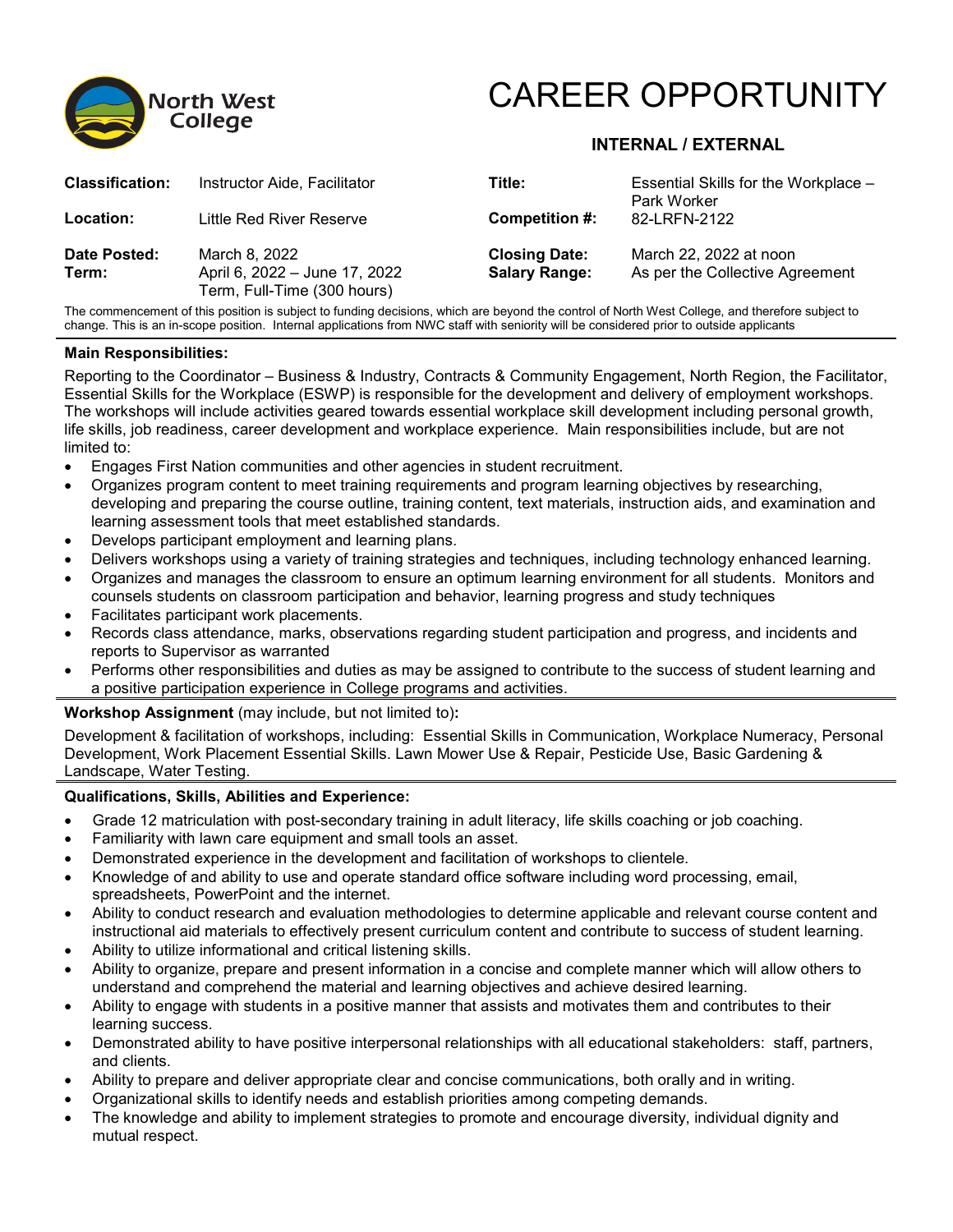North West College

# CAREER OPPORTUNITY

**INTERNAL / EXTERNAL**

| | | | |
|---|---|---|---|
| **Classification:** | Instructor Aide, Facilitator | **Title:** | Essential Skills for the Workplace – Park Worker |
| **Location:** | Little Red River Reserve | **Competition #:** | 82-LRFN-2122 |
| **Date Posted:** | March 8, 2022 | **Closing Date:** | March 22, 2022 at noon |
| **Term:** | April 6, 2022 – June 17, 2022 Term, Full-Time (300 hours) | **Salary Range:** | As per the Collective Agreement |

The commencement of this position is subject to funding decisions, which are beyond the control of North West College, and therefore subject to change. This is an in-scope position. Internal applications from NWC staff with seniority will be considered prior to outside applicants

**Main Responsibilities:**

Reporting to the Coordinator – Business & Industry, Contracts & Community Engagement, North Region, the Facilitator, Essential Skills for the Workplace (ESWP) is responsible for the development and delivery of employment workshops. The workshops will include activities geared towards essential workplace skill development including personal growth, life skills, job readiness, career development and workplace experience. Main responsibilities include, but are not limited to:

- Engages First Nation communities and other agencies in student recruitment.
- Organizes program content to meet training requirements and program learning objectives by researching, developing and preparing the course outline, training content, text materials, instruction aids, and examination and learning assessment tools that meet established standards.
- Develops participant employment and learning plans.
- Delivers workshops using a variety of training strategies and techniques, including technology enhanced learning.
- Organizes and manages the classroom to ensure an optimum learning environment for all students. Monitors and counsels students on classroom participation and behavior, learning progress and study techniques
- Facilitates participant work placements.
- Records class attendance, marks, observations regarding student participation and progress, and incidents and reports to Supervisor as warranted
- Performs other responsibilities and duties as may be assigned to contribute to the success of student learning and a positive participation experience in College programs and activities.

**Workshop Assignment** (may include, but not limited to)**:**

Development & facilitation of workshops, including: Essential Skills in Communication, Workplace Numeracy, Personal Development, Work Placement Essential Skills. Lawn Mower Use & Repair, Pesticide Use, Basic Gardening & Landscape, Water Testing.

**Qualifications, Skills, Abilities and Experience:**

- Grade 12 matriculation with post-secondary training in adult literacy, life skills coaching or job coaching.
- Familiarity with lawn care equipment and small tools an asset.
- Demonstrated experience in the development and facilitation of workshops to clientele.
- Knowledge of and ability to use and operate standard office software including word processing, email, spreadsheets, PowerPoint and the internet.
- Ability to conduct research and evaluation methodologies to determine applicable and relevant course content and instructional aid materials to effectively present curriculum content and contribute to success of student learning.
- Ability to utilize informational and critical listening skills.
- Ability to organize, prepare and present information in a concise and complete manner which will allow others to understand and comprehend the material and learning objectives and achieve desired learning.
- Ability to engage with students in a positive manner that assists and motivates them and contributes to their learning success.
- Demonstrated ability to have positive interpersonal relationships with all educational stakeholders: staff, partners, and clients.
- Ability to prepare and deliver appropriate clear and concise communications, both orally and in writing.
- Organizational skills to identify needs and establish priorities among competing demands.
- The knowledge and ability to implement strategies to promote and encourage diversity, individual dignity and mutual respect.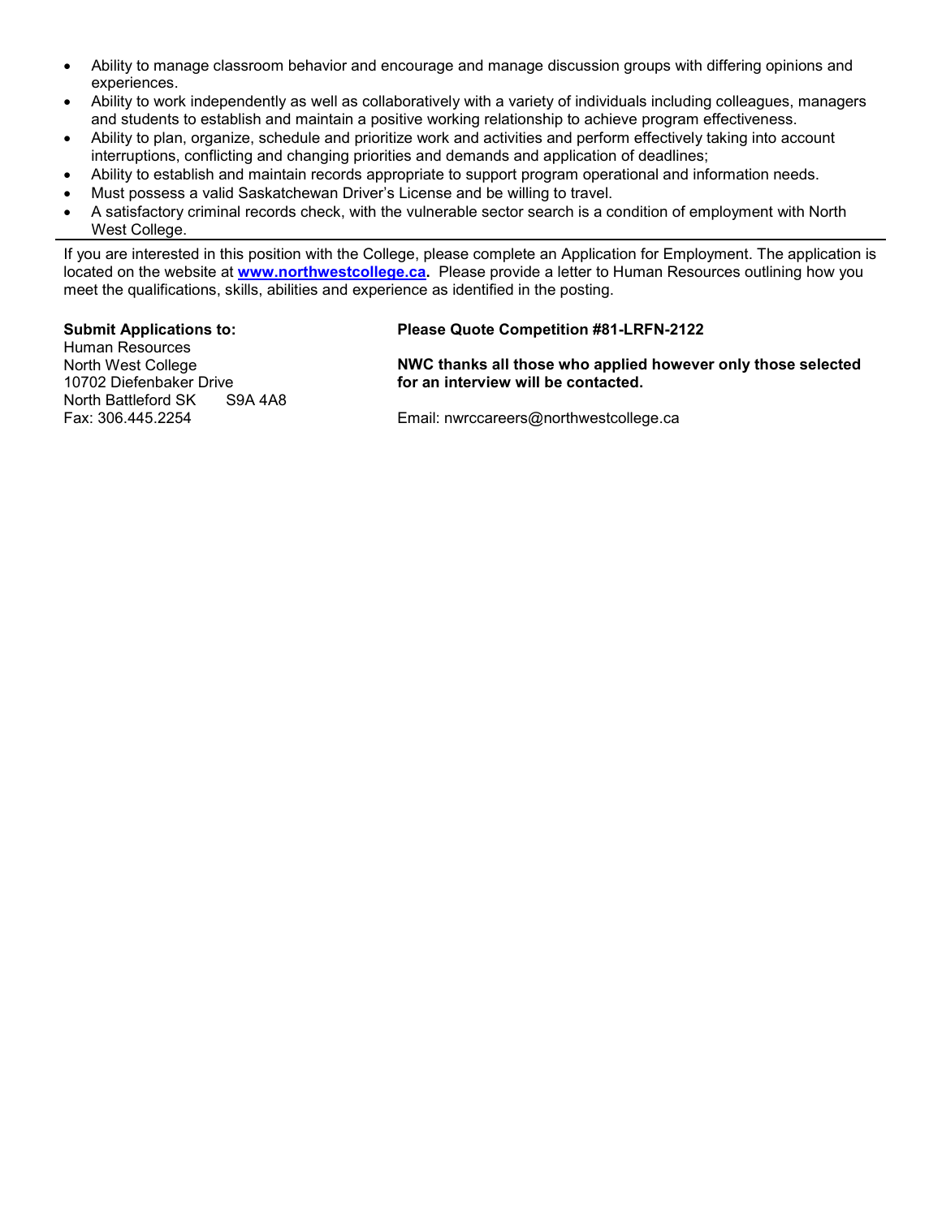- Ability to manage classroom behavior and encourage and manage discussion groups with differing opinions and experiences.
- Ability to work independently as well as collaboratively with a variety of individuals including colleagues, managers and students to establish and maintain a positive working relationship to achieve program effectiveness.
- Ability to plan, organize, schedule and prioritize work and activities and perform effectively taking into account interruptions, conflicting and changing priorities and demands and application of deadlines;
- Ability to establish and maintain records appropriate to support program operational and information needs.
- Must possess a valid Saskatchewan Driver's License and be willing to travel.
- A satisfactory criminal records check, with the vulnerable sector search is a condition of employment with North West College.

---

If you are interested in this position with the College, please complete an Application for Employment. The application is located on the website at **www.northwestcollege.ca.** Please provide a letter to Human Resources outlining how you meet the qualifications, skills, abilities and experience as identified in the posting.

**Submit Applications to:**
Human Resources
North West College
10702 Diefenbaker Drive
North Battleford SK S9A 4A8
Fax: 306.445.2254

**Please Quote Competition #81-LRFN-2122**

**NWC thanks all those who applied however only those selected for an interview will be contacted.**

Email: nwrccareers@northwestcollege.ca